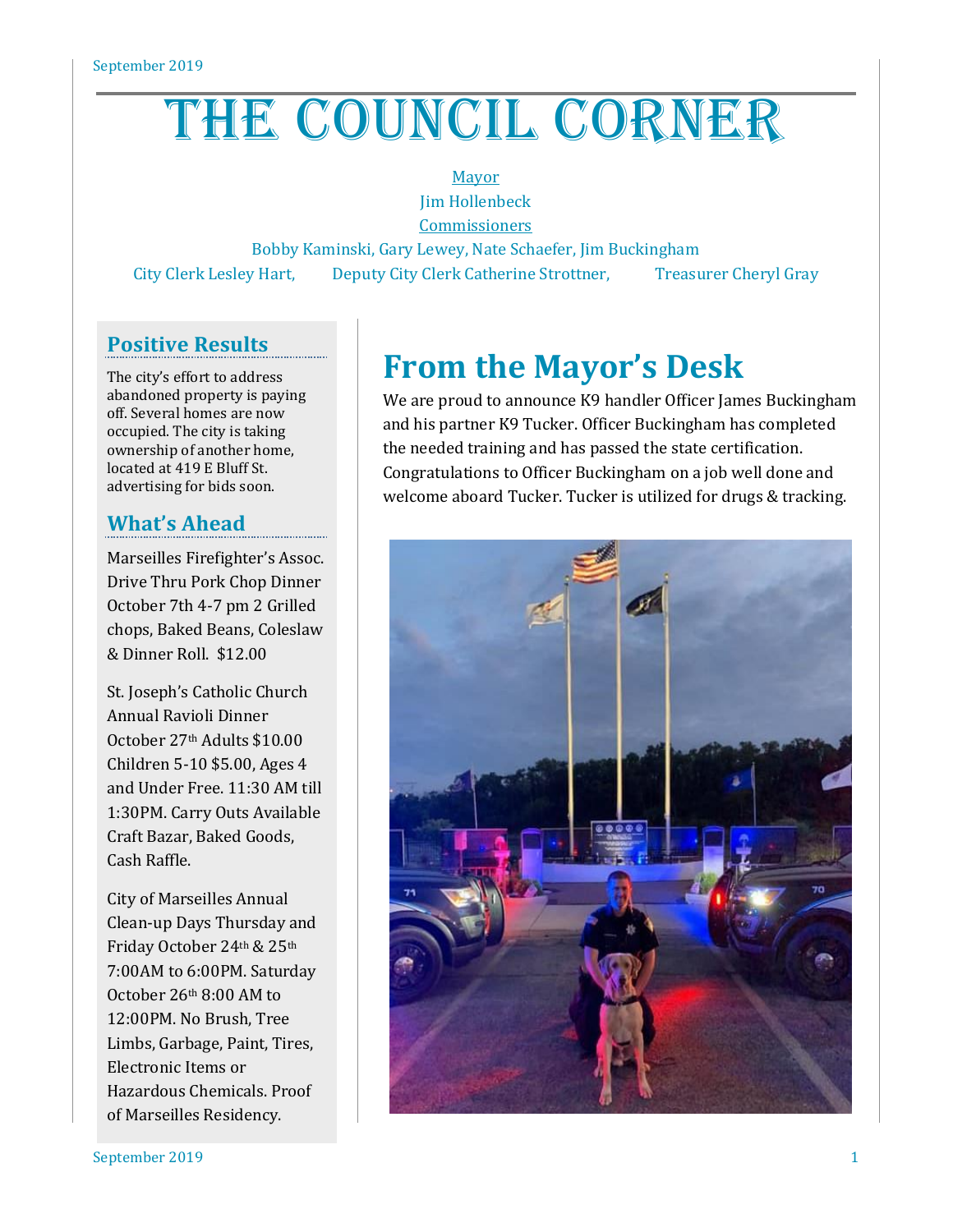# The Council Corner

Mayor

Jim Hollenbeck

Commissioners

Bobby Kaminski, Gary Lewey, Nate Schaefer, Jim Buckingham

City Clerk Lesley Hart, Deputy City Clerk Catherine Strottner, Treasurer Cheryl Gray

## Positive Results

The city's effort to address abandoned property is paying off. Several homes are now occupied. The city is taking ownership of another home, located at 419 E Bluff St. advertising for bids soon.

## What's Ahead

Marseilles Firefighter's Assoc. Drive Thru Pork Chop Dinner October 7th 4-7 pm 2 Grilled chops, Baked Beans, Coleslaw & Dinner Roll. $12.00

St. Joseph's Catholic Church Annual Ravioli Dinner October 27th Adults $10.00 Children 5-10 $5.00, Ages 4 and Under Free. 11:30 AM till 1:30PM. Carry Outs Available Craft Bazar, Baked Goods, Cash Raffle.

City of Marseilles Annual Clean-up Days Thursday and Friday October 24th & 25th 7:00AM to 6:00PM. Saturday October 26th 8:00 AM to 12:00PM. No Brush, Tree Limbs, Garbage, Paint, Tires, Electronic Items or Hazardous Chemicals. Proof of Marseilles Residency.

# From the Mayor's Desk

We are proud to announce K9 handler Officer James Buckingham and his partner K9 Tucker. Officer Buckingham has completed the needed training and has passed the state certification. Congratulations to Officer Buckingham on a job well done and welcome aboard Tucker. Tucker is utilized for drugs & tracking.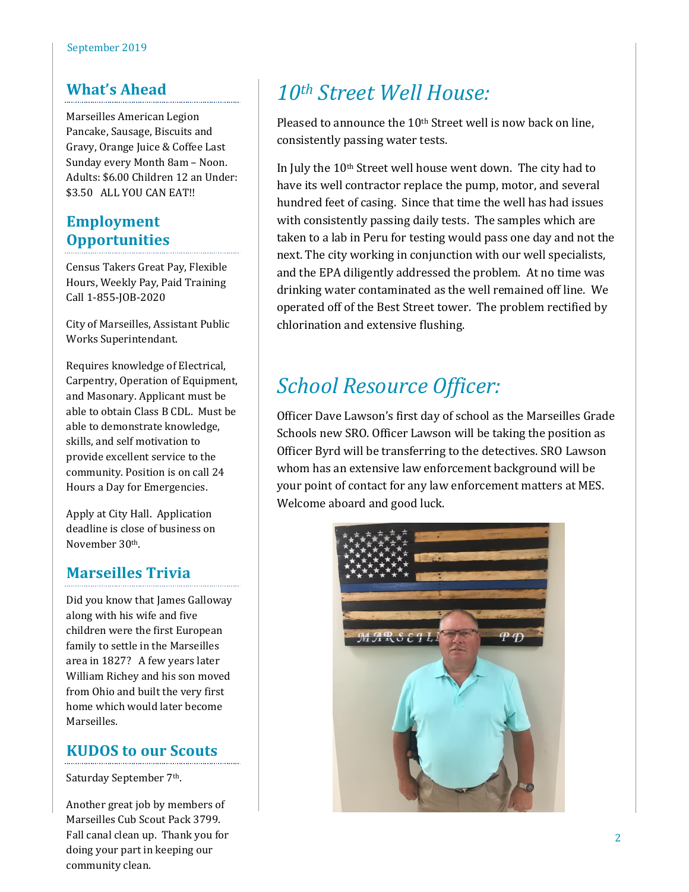## What's Ahead

Marseilles American Legion Pancake, Sausage, Biscuits and Gravy, Orange Juice & Coffee Last Sunday every Month 8am – Noon. Adults: $6.00 Children 12 an Under: $3.50 ALL YOU CAN EAT!!

## Employment Opportunities

Census Takers Great Pay, Flexible Hours, Weekly Pay, Paid Training Call 1-855-JOB-2020

City of Marseilles, Assistant Public Works Superintendant.

Requires knowledge of Electrical, Carpentry, Operation of Equipment, and Masonary. Applicant must be able to obtain Class B CDL. Must be able to demonstrate knowledge, skills, and self motivation to provide excellent service to the community. Position is on call 24 Hours a Day for Emergencies.

Apply at City Hall. Application deadline is close of business on November 30th.

## Marseilles Trivia

Did you know that James Galloway along with his wife and five children were the first European family to settle in the Marseilles area in 1827? A few years later William Richey and his son moved from Ohio and built the very first home which would later become Marseilles.

## KUDOS to our Scouts

Saturday September 7th.

Another great job by members of Marseilles Cub Scout Pack 3799. Fall canal clean up. Thank you for doing your part in keeping our community clean.

# *10th Street Well House:*

Pleased to announce the 10th Street well is now back on line, consistently passing water tests.

In July the 10th Street well house went down. The city had to have its well contractor replace the pump, motor, and several hundred feet of casing. Since that time the well has had issues with consistently passing daily tests. The samples which are taken to a lab in Peru for testing would pass one day and not the next. The city working in conjunction with our well specialists, and the EPA diligently addressed the problem. At no time was drinking water contaminated as the well remained off line. We operated off of the Best Street tower. The problem rectified by chlorination and extensive flushing.

# *School Resource Officer:*

Officer Dave Lawson's first day of school as the Marseilles Grade Schools new SRO. Officer Lawson will be taking the position as Officer Byrd will be transferring to the detectives. SRO Lawson whom has an extensive law enforcement background will be your point of contact for any law enforcement matters at MES. Welcome aboard and good luck.